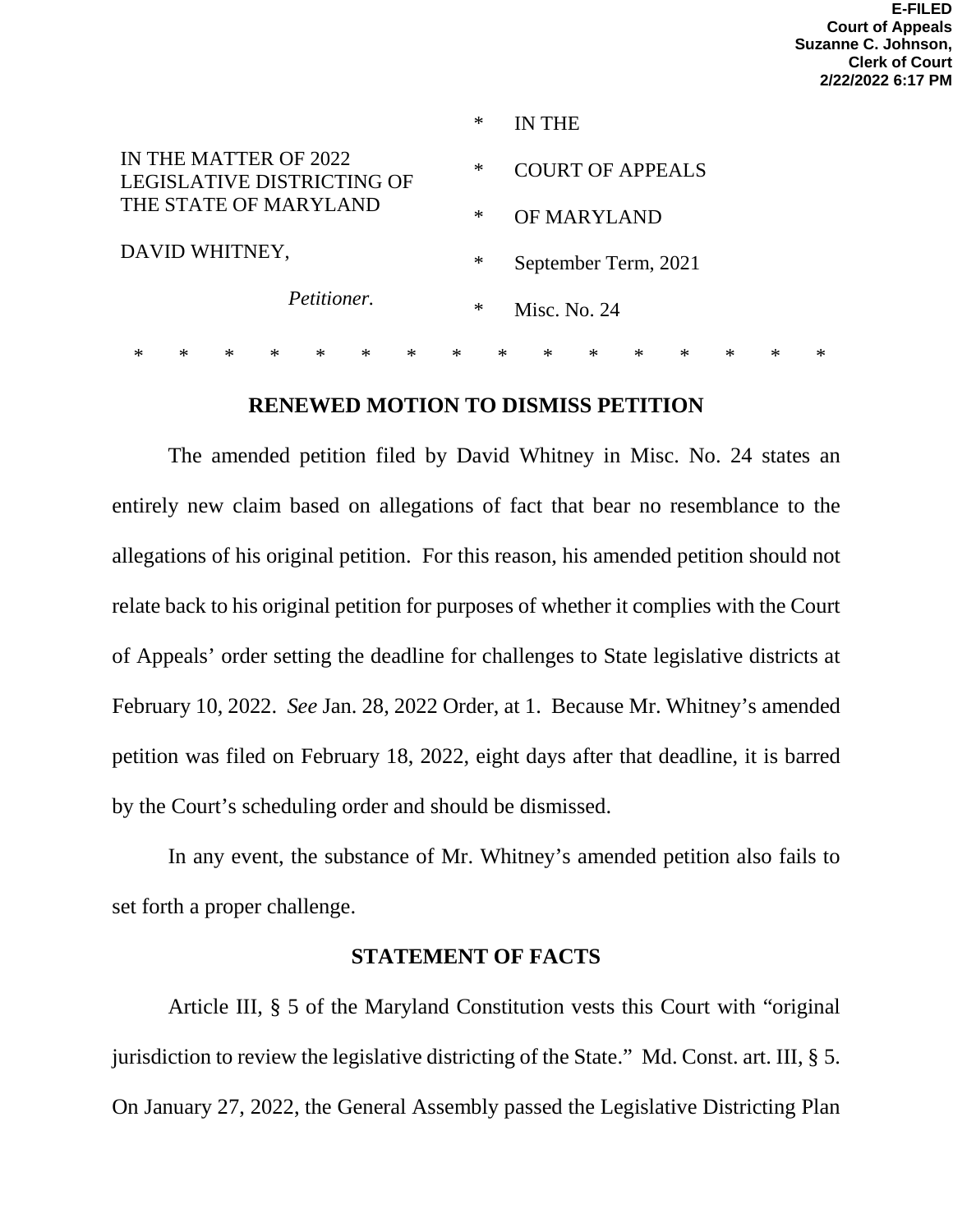**E-FILED**
**Court of Appeals**
**Suzanne C. Johnson,**
**Clerk of Court**
**2/22/2022 6:17 PM**

| | | |
|---|---|---|
| | * | IN THE |
| IN THE MATTER OF 2022 LEGISLATIVE DISTRICTING OF THE STATE OF MARYLAND | * | COURT OF APPEALS |
| | * | OF MARYLAND |
| DAVID WHITNEY, | * | September Term, 2021 |
| *Petitioner.* | * | Misc. No. 24 |

\* \* \* \* \* \* \* \* \* \* \* \* \* \* \* \*

## RENEWED MOTION TO DISMISS PETITION

The amended petition filed by David Whitney in Misc. No. 24 states an entirely new claim based on allegations of fact that bear no resemblance to the allegations of his original petition. For this reason, his amended petition should not relate back to his original petition for purposes of whether it complies with the Court of Appeals' order setting the deadline for challenges to State legislative districts at February 10, 2022. *See* Jan. 28, 2022 Order, at 1. Because Mr. Whitney's amended petition was filed on February 18, 2022, eight days after that deadline, it is barred by the Court's scheduling order and should be dismissed.

In any event, the substance of Mr. Whitney's amended petition also fails to set forth a proper challenge.

## STATEMENT OF FACTS

Article III, § 5 of the Maryland Constitution vests this Court with "original jurisdiction to review the legislative districting of the State." Md. Const. art. III, § 5. On January 27, 2022, the General Assembly passed the Legislative Districting Plan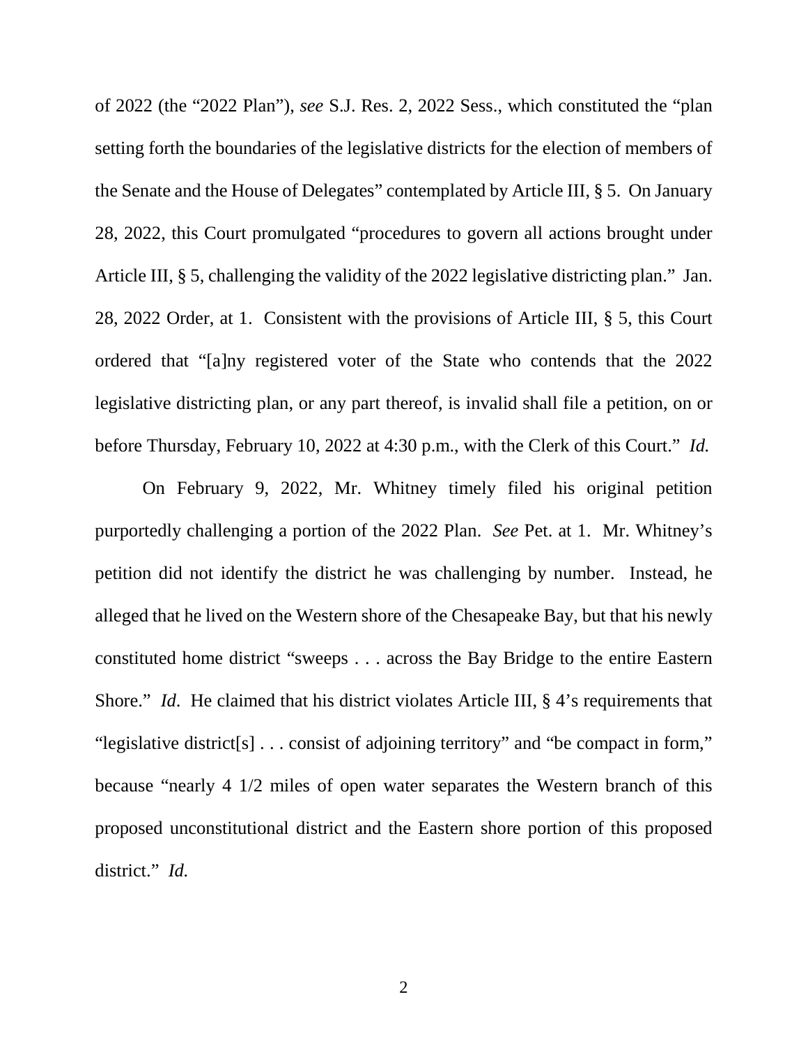of 2022 (the "2022 Plan"), *see* S.J. Res. 2, 2022 Sess., which constituted the "plan setting forth the boundaries of the legislative districts for the election of members of the Senate and the House of Delegates" contemplated by Article III, § 5. On January 28, 2022, this Court promulgated "procedures to govern all actions brought under Article III, § 5, challenging the validity of the 2022 legislative districting plan." Jan. 28, 2022 Order, at 1. Consistent with the provisions of Article III, § 5, this Court ordered that "[a]ny registered voter of the State who contends that the 2022 legislative districting plan, or any part thereof, is invalid shall file a petition, on or before Thursday, February 10, 2022 at 4:30 p.m., with the Clerk of this Court." *Id.*

On February 9, 2022, Mr. Whitney timely filed his original petition purportedly challenging a portion of the 2022 Plan. *See* Pet. at 1. Mr. Whitney's petition did not identify the district he was challenging by number. Instead, he alleged that he lived on the Western shore of the Chesapeake Bay, but that his newly constituted home district "sweeps . . . across the Bay Bridge to the entire Eastern Shore." *Id*. He claimed that his district violates Article III, § 4's requirements that "legislative district[s] . . . consist of adjoining territory" and "be compact in form," because "nearly 4 1/2 miles of open water separates the Western branch of this proposed unconstitutional district and the Eastern shore portion of this proposed district." *Id.*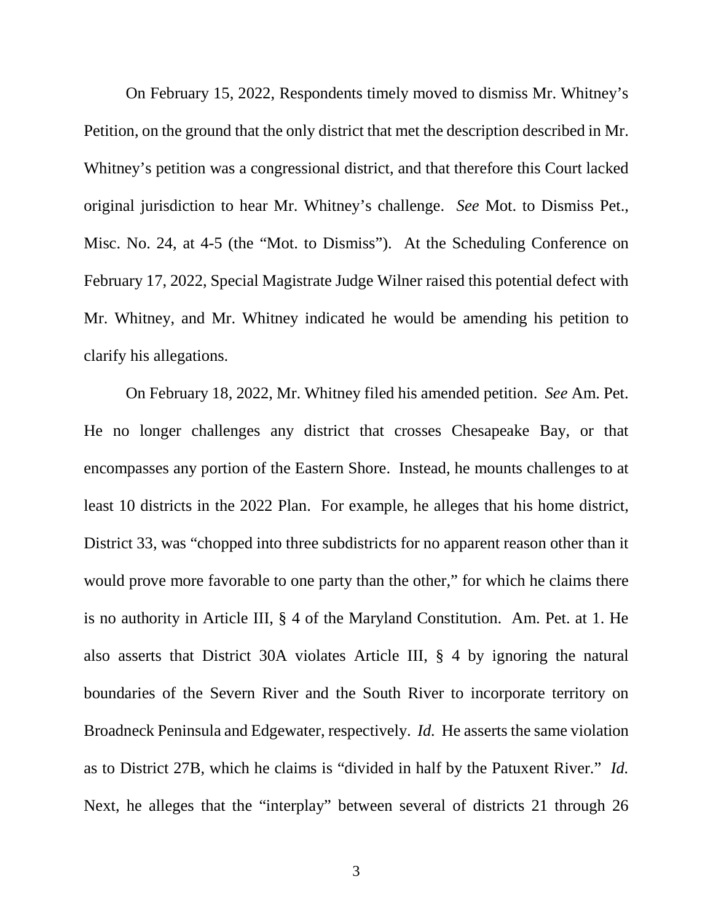On February 15, 2022, Respondents timely moved to dismiss Mr. Whitney's Petition, on the ground that the only district that met the description described in Mr. Whitney's petition was a congressional district, and that therefore this Court lacked original jurisdiction to hear Mr. Whitney's challenge. *See* Mot. to Dismiss Pet., Misc. No. 24, at 4-5 (the "Mot. to Dismiss"). At the Scheduling Conference on February 17, 2022, Special Magistrate Judge Wilner raised this potential defect with Mr. Whitney, and Mr. Whitney indicated he would be amending his petition to clarify his allegations.

On February 18, 2022, Mr. Whitney filed his amended petition. *See* Am. Pet. He no longer challenges any district that crosses Chesapeake Bay, or that encompasses any portion of the Eastern Shore. Instead, he mounts challenges to at least 10 districts in the 2022 Plan. For example, he alleges that his home district, District 33, was "chopped into three subdistricts for no apparent reason other than it would prove more favorable to one party than the other," for which he claims there is no authority in Article III, § 4 of the Maryland Constitution. Am. Pet. at 1. He also asserts that District 30A violates Article III, § 4 by ignoring the natural boundaries of the Severn River and the South River to incorporate territory on Broadneck Peninsula and Edgewater, respectively. *Id.* He asserts the same violation as to District 27B, which he claims is "divided in half by the Patuxent River." *Id.* Next, he alleges that the "interplay" between several of districts 21 through 26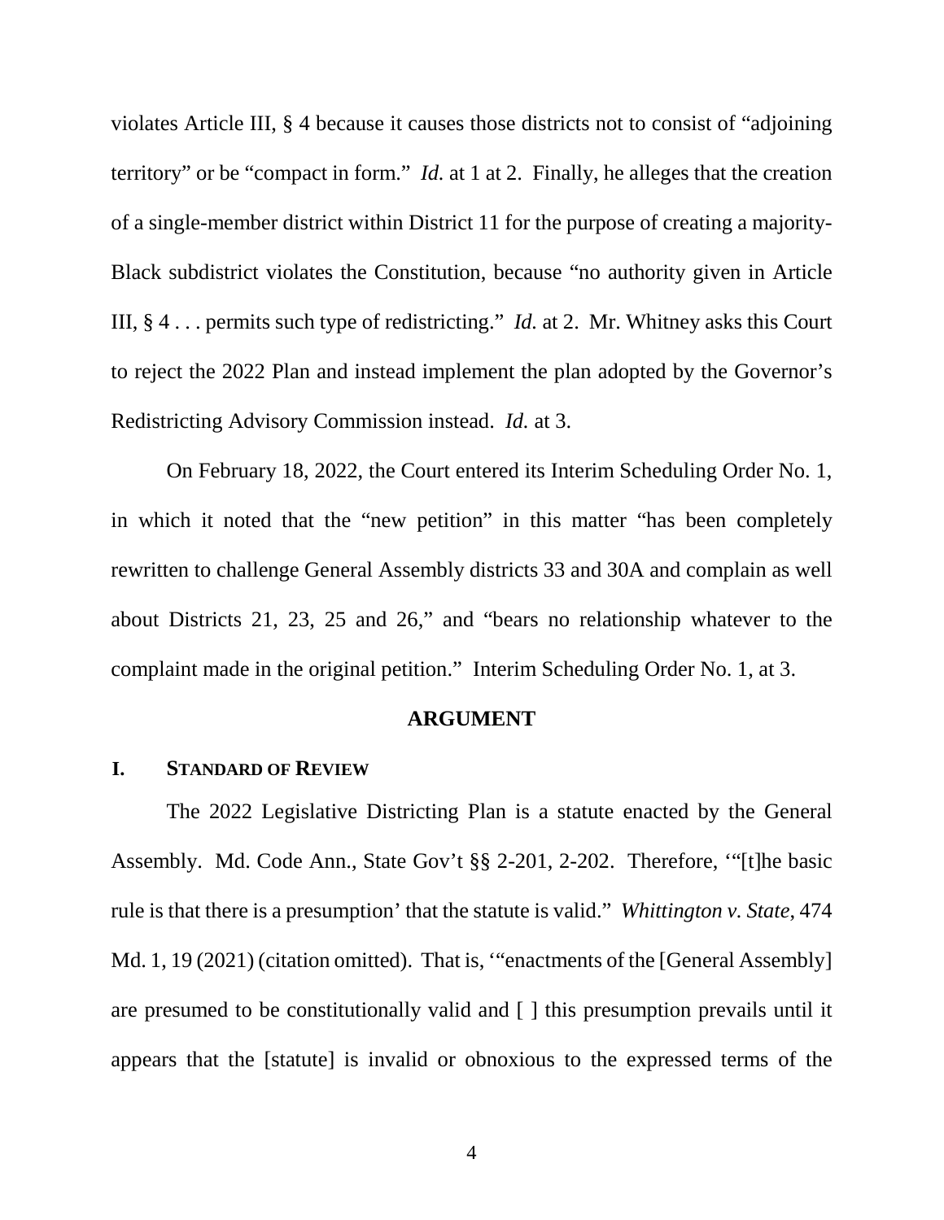violates Article III, § 4 because it causes those districts not to consist of "adjoining territory" or be "compact in form." *Id.* at 1 at 2. Finally, he alleges that the creation of a single-member district within District 11 for the purpose of creating a majority-Black subdistrict violates the Constitution, because "no authority given in Article III, § 4 . . . permits such type of redistricting." *Id.* at 2. Mr. Whitney asks this Court to reject the 2022 Plan and instead implement the plan adopted by the Governor's Redistricting Advisory Commission instead. *Id.* at 3.

On February 18, 2022, the Court entered its Interim Scheduling Order No. 1, in which it noted that the "new petition" in this matter "has been completely rewritten to challenge General Assembly districts 33 and 30A and complain as well about Districts 21, 23, 25 and 26," and "bears no relationship whatever to the complaint made in the original petition." Interim Scheduling Order No. 1, at 3.

## ARGUMENT

### I. STANDARD OF REVIEW

The 2022 Legislative Districting Plan is a statute enacted by the General Assembly. Md. Code Ann., State Gov't §§ 2-201, 2-202. Therefore, '"[t]he basic rule is that there is a presumption' that the statute is valid." *Whittington v. State*, 474 Md. 1, 19 (2021) (citation omitted). That is, '"enactments of the [General Assembly] are presumed to be constitutionally valid and [ ] this presumption prevails until it appears that the [statute] is invalid or obnoxious to the expressed terms of the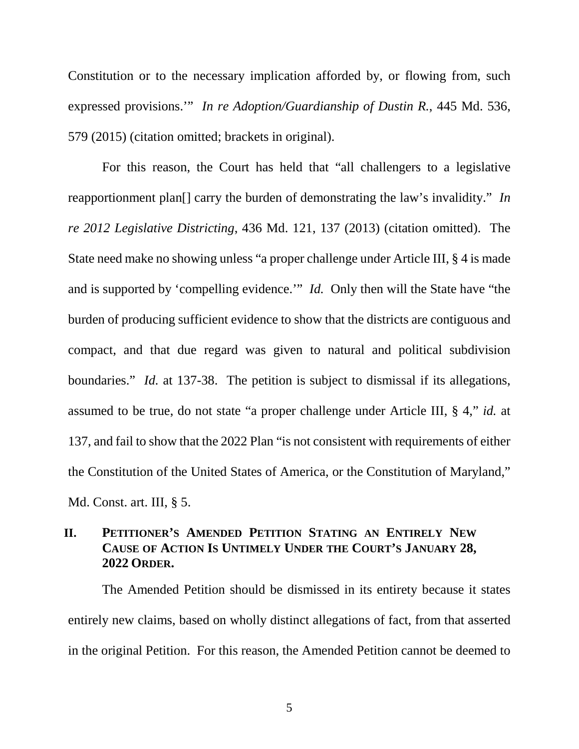Constitution or to the necessary implication afforded by, or flowing from, such expressed provisions.'" *In re Adoption/Guardianship of Dustin R.*, 445 Md. 536, 579 (2015) (citation omitted; brackets in original).

For this reason, the Court has held that "all challengers to a legislative reapportionment plan[] carry the burden of demonstrating the law's invalidity." *In re 2012 Legislative Districting*, 436 Md. 121, 137 (2013) (citation omitted). The State need make no showing unless "a proper challenge under Article III, § 4 is made and is supported by 'compelling evidence.'" *Id.* Only then will the State have "the burden of producing sufficient evidence to show that the districts are contiguous and compact, and that due regard was given to natural and political subdivision boundaries." *Id.* at 137-38. The petition is subject to dismissal if its allegations, assumed to be true, do not state "a proper challenge under Article III, § 4," *id.* at 137, and fail to show that the 2022 Plan "is not consistent with requirements of either the Constitution of the United States of America, or the Constitution of Maryland," Md. Const. art. III, § 5.

## II. PETITIONER'S AMENDED PETITION STATING AN ENTIRELY NEW CAUSE OF ACTION IS UNTIMELY UNDER THE COURT'S JANUARY 28, 2022 ORDER.

The Amended Petition should be dismissed in its entirety because it states entirely new claims, based on wholly distinct allegations of fact, from that asserted in the original Petition. For this reason, the Amended Petition cannot be deemed to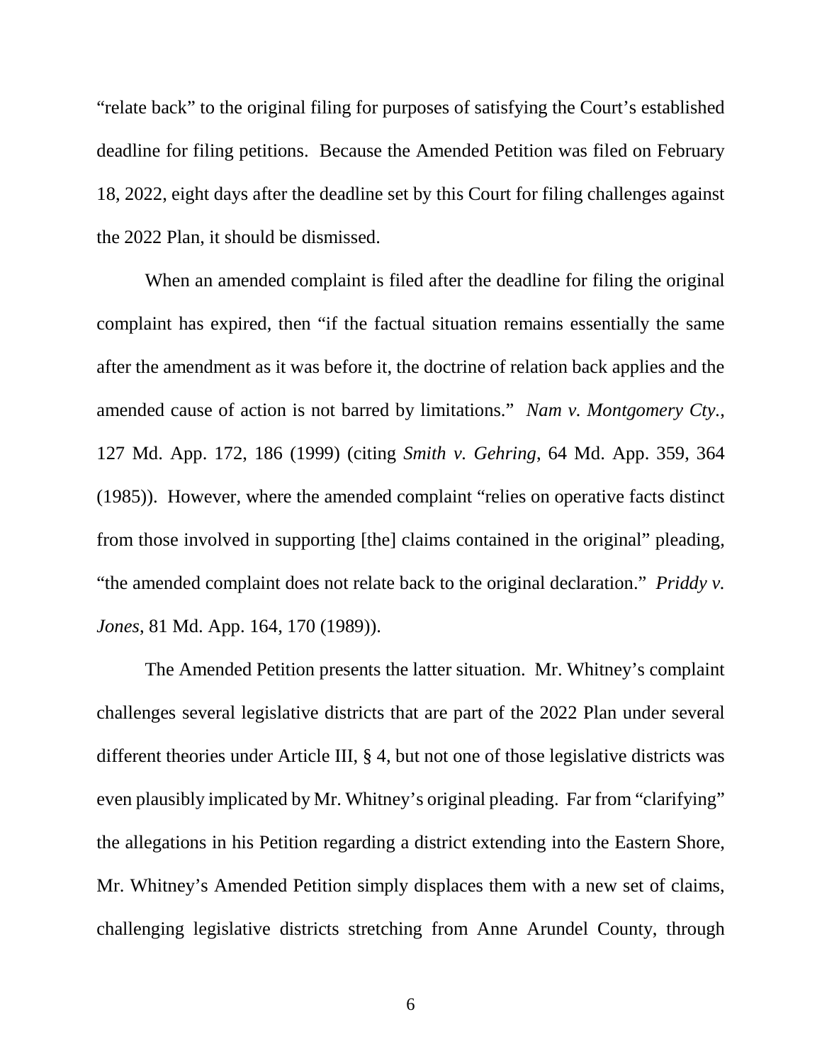"relate back" to the original filing for purposes of satisfying the Court's established deadline for filing petitions. Because the Amended Petition was filed on February 18, 2022, eight days after the deadline set by this Court for filing challenges against the 2022 Plan, it should be dismissed.

When an amended complaint is filed after the deadline for filing the original complaint has expired, then "if the factual situation remains essentially the same after the amendment as it was before it, the doctrine of relation back applies and the amended cause of action is not barred by limitations." *Nam v. Montgomery Cty.*, 127 Md. App. 172, 186 (1999) (citing *Smith v. Gehring*, 64 Md. App. 359, 364 (1985)). However, where the amended complaint "relies on operative facts distinct from those involved in supporting [the] claims contained in the original" pleading, "the amended complaint does not relate back to the original declaration." *Priddy v. Jones*, 81 Md. App. 164, 170 (1989)).

The Amended Petition presents the latter situation. Mr. Whitney's complaint challenges several legislative districts that are part of the 2022 Plan under several different theories under Article III, § 4, but not one of those legislative districts was even plausibly implicated by Mr. Whitney's original pleading. Far from "clarifying" the allegations in his Petition regarding a district extending into the Eastern Shore, Mr. Whitney's Amended Petition simply displaces them with a new set of claims, challenging legislative districts stretching from Anne Arundel County, through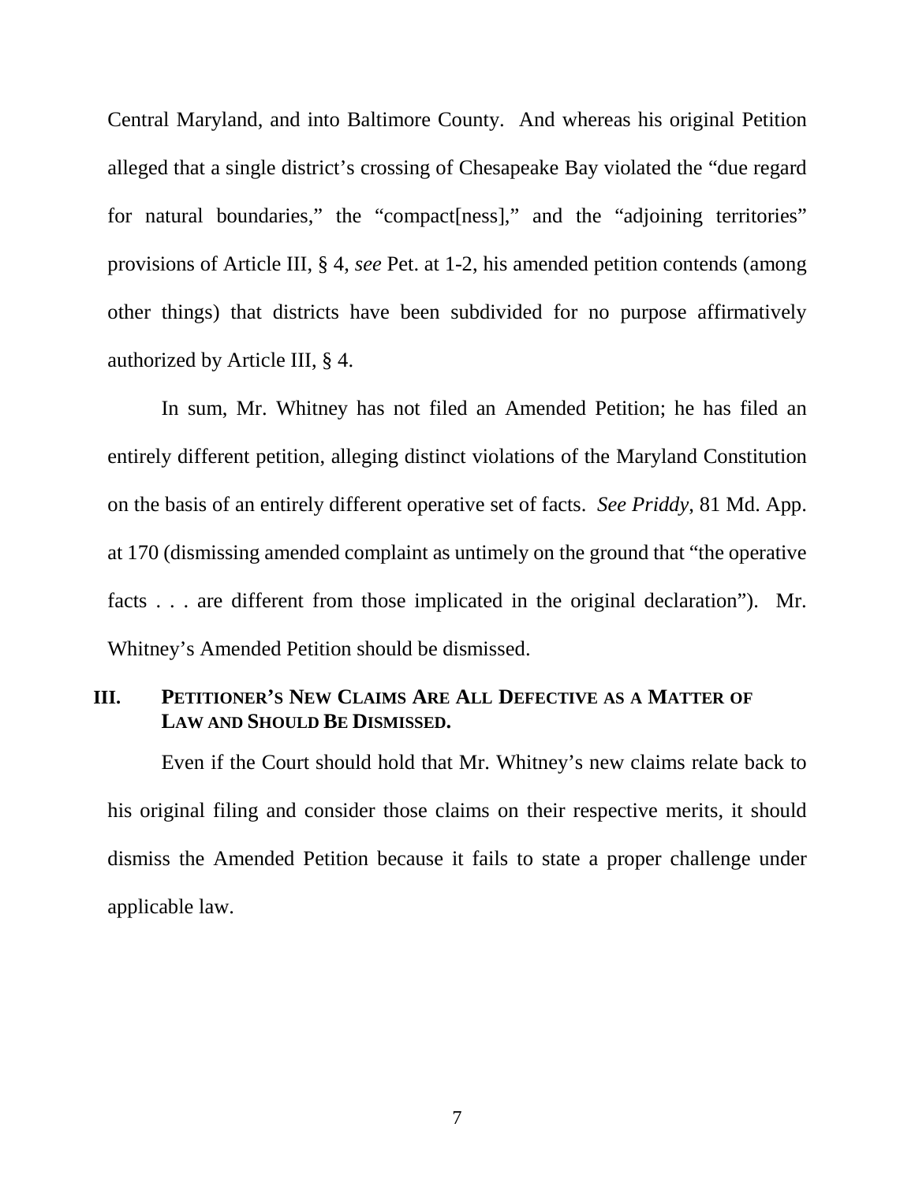Central Maryland, and into Baltimore County. And whereas his original Petition alleged that a single district's crossing of Chesapeake Bay violated the "due regard for natural boundaries," the "compact[ness]," and the "adjoining territories" provisions of Article III, § 4, *see* Pet. at 1-2, his amended petition contends (among other things) that districts have been subdivided for no purpose affirmatively authorized by Article III, § 4.

In sum, Mr. Whitney has not filed an Amended Petition; he has filed an entirely different petition, alleging distinct violations of the Maryland Constitution on the basis of an entirely different operative set of facts. *See Priddy,* 81 Md. App. at 170 (dismissing amended complaint as untimely on the ground that "the operative facts . . . are different from those implicated in the original declaration"). Mr. Whitney's Amended Petition should be dismissed.

## III. PETITIONER'S NEW CLAIMS ARE ALL DEFECTIVE AS A MATTER OF LAW AND SHOULD BE DISMISSED.

Even if the Court should hold that Mr. Whitney's new claims relate back to his original filing and consider those claims on their respective merits, it should dismiss the Amended Petition because it fails to state a proper challenge under applicable law.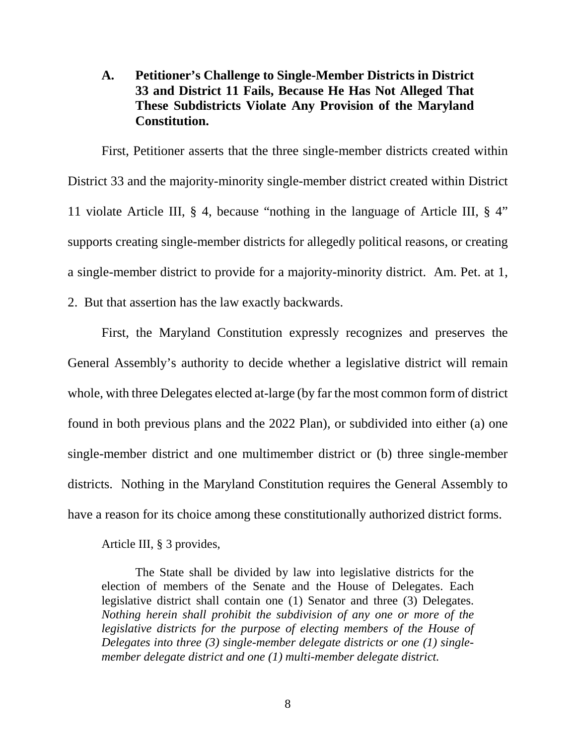### A. Petitioner's Challenge to Single-Member Districts in District 33 and District 11 Fails, Because He Has Not Alleged That These Subdistricts Violate Any Provision of the Maryland Constitution.

First, Petitioner asserts that the three single-member districts created within District 33 and the majority-minority single-member district created within District 11 violate Article III, § 4, because "nothing in the language of Article III, § 4" supports creating single-member districts for allegedly political reasons, or creating a single-member district to provide for a majority-minority district. Am. Pet. at 1, 2. But that assertion has the law exactly backwards.

First, the Maryland Constitution expressly recognizes and preserves the General Assembly's authority to decide whether a legislative district will remain whole, with three Delegates elected at-large (by far the most common form of district found in both previous plans and the 2022 Plan), or subdivided into either (a) one single-member district and one multimember district or (b) three single-member districts. Nothing in the Maryland Constitution requires the General Assembly to have a reason for its choice among these constitutionally authorized district forms.

Article III, § 3 provides,

> The State shall be divided by law into legislative districts for the election of members of the Senate and the House of Delegates. Each legislative district shall contain one (1) Senator and three (3) Delegates. *Nothing herein shall prohibit the subdivision of any one or more of the legislative districts for the purpose of electing members of the House of Delegates into three (3) single-member delegate districts or one (1) single-member delegate district and one (1) multi-member delegate district.*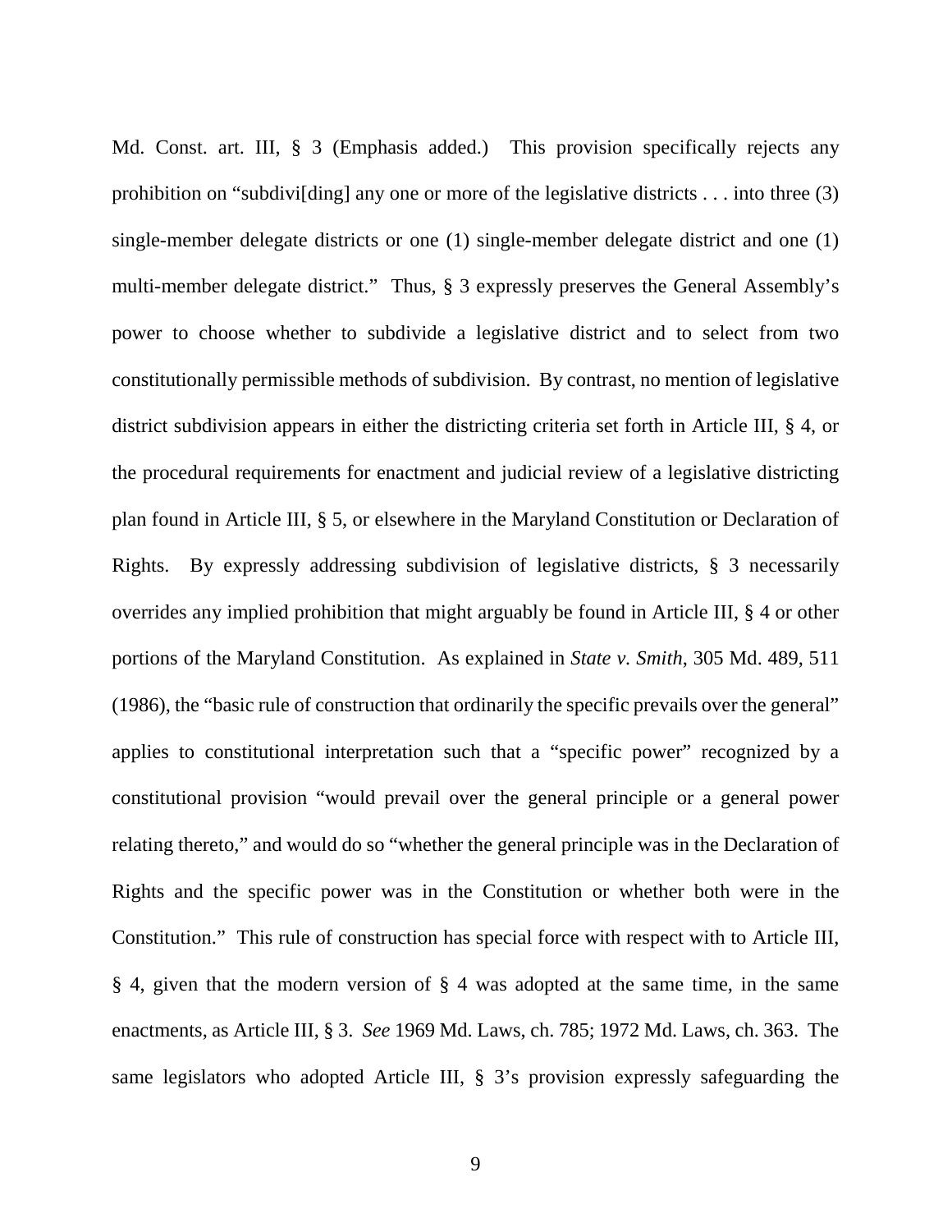Md. Const. art. III, § 3 (Emphasis added.) This provision specifically rejects any prohibition on "subdivi[ding] any one or more of the legislative districts . . . into three (3) single-member delegate districts or one (1) single-member delegate district and one (1) multi-member delegate district." Thus, § 3 expressly preserves the General Assembly's power to choose whether to subdivide a legislative district and to select from two constitutionally permissible methods of subdivision. By contrast, no mention of legislative district subdivision appears in either the districting criteria set forth in Article III, § 4, or the procedural requirements for enactment and judicial review of a legislative districting plan found in Article III, § 5, or elsewhere in the Maryland Constitution or Declaration of Rights. By expressly addressing subdivision of legislative districts, § 3 necessarily overrides any implied prohibition that might arguably be found in Article III, § 4 or other portions of the Maryland Constitution. As explained in *State v. Smith*, 305 Md. 489, 511 (1986), the "basic rule of construction that ordinarily the specific prevails over the general" applies to constitutional interpretation such that a "specific power" recognized by a constitutional provision "would prevail over the general principle or a general power relating thereto," and would do so "whether the general principle was in the Declaration of Rights and the specific power was in the Constitution or whether both were in the Constitution." This rule of construction has special force with respect with to Article III, § 4, given that the modern version of § 4 was adopted at the same time, in the same enactments, as Article III, § 3. *See* 1969 Md. Laws, ch. 785; 1972 Md. Laws, ch. 363. The same legislators who adopted Article III, § 3's provision expressly safeguarding the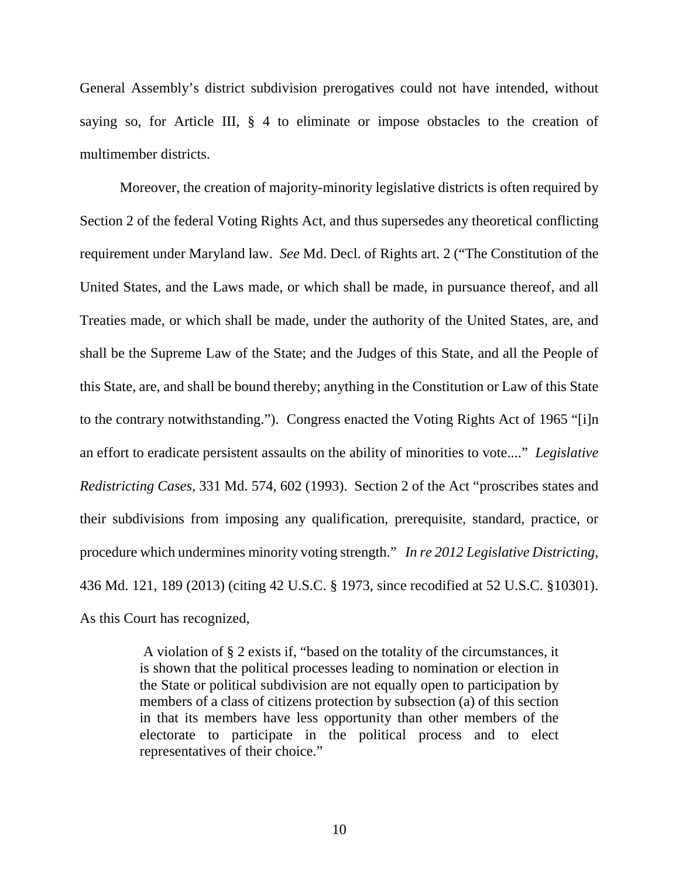General Assembly's district subdivision prerogatives could not have intended, without saying so, for Article III, § 4 to eliminate or impose obstacles to the creation of multimember districts.

Moreover, the creation of majority-minority legislative districts is often required by Section 2 of the federal Voting Rights Act, and thus supersedes any theoretical conflicting requirement under Maryland law. *See* Md. Decl. of Rights art. 2 ("The Constitution of the United States, and the Laws made, or which shall be made, in pursuance thereof, and all Treaties made, or which shall be made, under the authority of the United States, are, and shall be the Supreme Law of the State; and the Judges of this State, and all the People of this State, are, and shall be bound thereby; anything in the Constitution or Law of this State to the contrary notwithstanding."). Congress enacted the Voting Rights Act of 1965 "[i]n an effort to eradicate persistent assaults on the ability of minorities to vote...." *Legislative Redistricting Cases*, 331 Md. 574, 602 (1993). Section 2 of the Act "proscribes states and their subdivisions from imposing any qualification, prerequisite, standard, practice, or procedure which undermines minority voting strength." *In re 2012 Legislative Districting*, 436 Md. 121, 189 (2013) (citing 42 U.S.C. § 1973, since recodified at 52 U.S.C. §10301). As this Court has recognized,

> A violation of § 2 exists if, "based on the totality of the circumstances, it is shown that the political processes leading to nomination or election in the State or political subdivision are not equally open to participation by members of a class of citizens protection by subsection (a) of this section in that its members have less opportunity than other members of the electorate to participate in the political process and to elect representatives of their choice."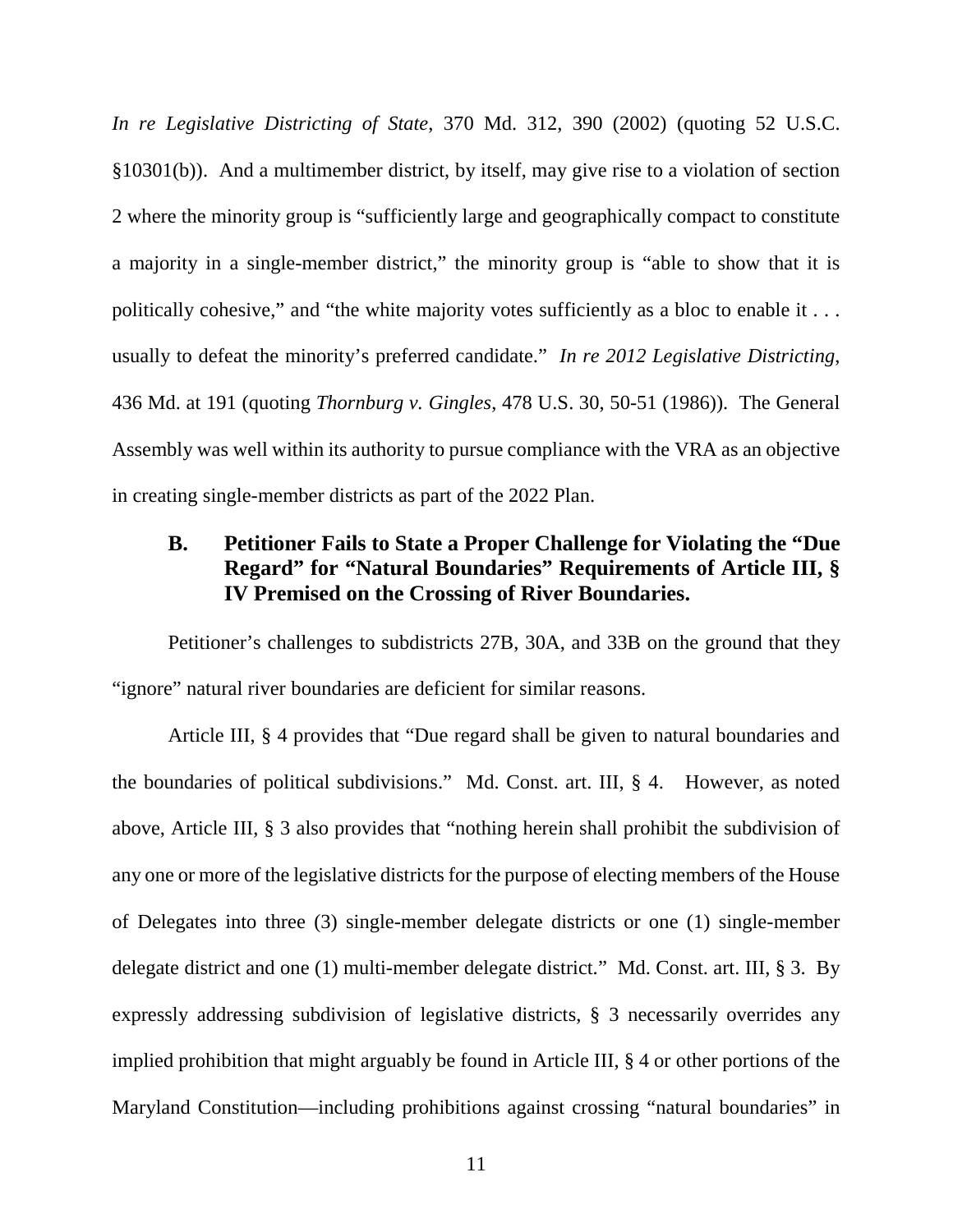*In re Legislative Districting of State*, 370 Md. 312, 390 (2002) (quoting 52 U.S.C. §10301(b)). And a multimember district, by itself, may give rise to a violation of section 2 where the minority group is "sufficiently large and geographically compact to constitute a majority in a single-member district," the minority group is "able to show that it is politically cohesive," and "the white majority votes sufficiently as a bloc to enable it . . . usually to defeat the minority's preferred candidate." *In re 2012 Legislative Districting*, 436 Md. at 191 (quoting *Thornburg v. Gingles*, 478 U.S. 30, 50-51 (1986)). The General Assembly was well within its authority to pursue compliance with the VRA as an objective in creating single-member districts as part of the 2022 Plan.

### B. Petitioner Fails to State a Proper Challenge for Violating the "Due Regard" for "Natural Boundaries" Requirements of Article III, § IV Premised on the Crossing of River Boundaries.

Petitioner's challenges to subdistricts 27B, 30A, and 33B on the ground that they "ignore" natural river boundaries are deficient for similar reasons.

Article III, § 4 provides that "Due regard shall be given to natural boundaries and the boundaries of political subdivisions." Md. Const. art. III, § 4. However, as noted above, Article III, § 3 also provides that "nothing herein shall prohibit the subdivision of any one or more of the legislative districts for the purpose of electing members of the House of Delegates into three (3) single-member delegate districts or one (1) single-member delegate district and one (1) multi-member delegate district." Md. Const. art. III, § 3. By expressly addressing subdivision of legislative districts, § 3 necessarily overrides any implied prohibition that might arguably be found in Article III, § 4 or other portions of the Maryland Constitution—including prohibitions against crossing "natural boundaries" in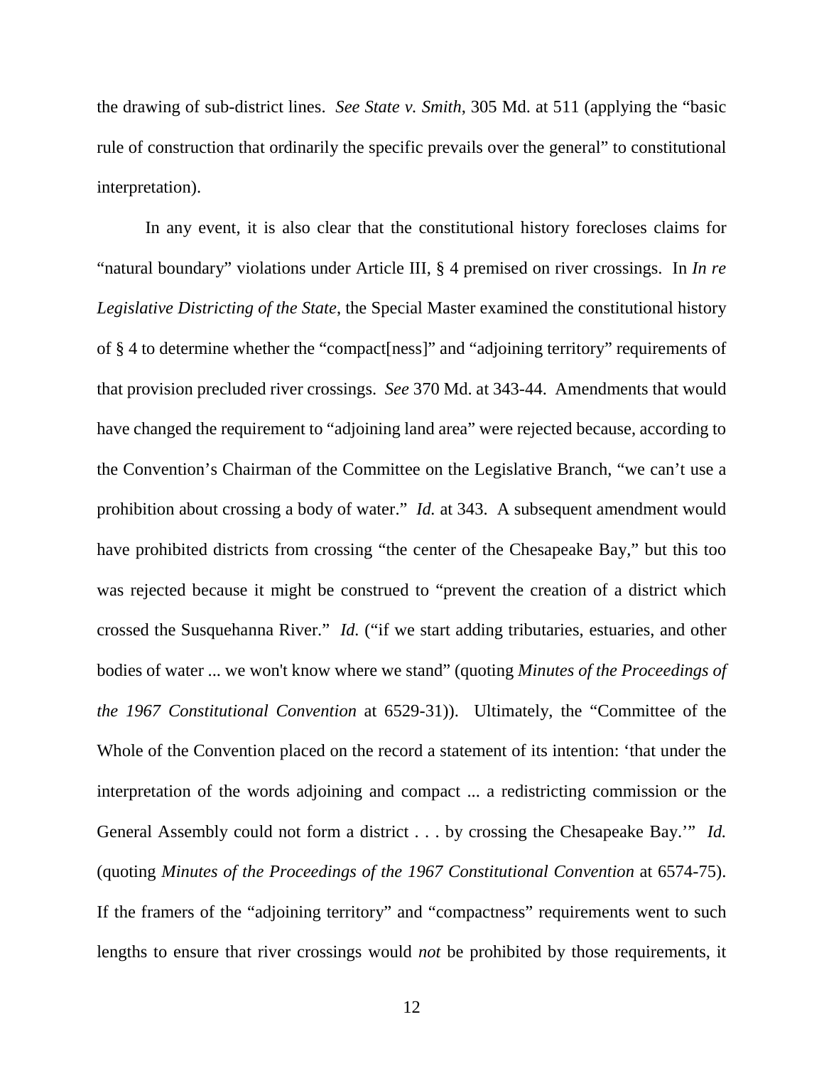the drawing of sub-district lines. *See State v. Smith*, 305 Md. at 511 (applying the "basic rule of construction that ordinarily the specific prevails over the general" to constitutional interpretation).

In any event, it is also clear that the constitutional history forecloses claims for "natural boundary" violations under Article III, § 4 premised on river crossings. In *In re Legislative Districting of the State*, the Special Master examined the constitutional history of § 4 to determine whether the "compact[ness]" and "adjoining territory" requirements of that provision precluded river crossings. *See* 370 Md. at 343-44. Amendments that would have changed the requirement to "adjoining land area" were rejected because, according to the Convention's Chairman of the Committee on the Legislative Branch, "we can't use a prohibition about crossing a body of water." *Id.* at 343. A subsequent amendment would have prohibited districts from crossing "the center of the Chesapeake Bay," but this too was rejected because it might be construed to "prevent the creation of a district which crossed the Susquehanna River." *Id.* ("if we start adding tributaries, estuaries, and other bodies of water ... we won't know where we stand" (quoting *Minutes of the Proceedings of the 1967 Constitutional Convention* at 6529-31)). Ultimately, the "Committee of the Whole of the Convention placed on the record a statement of its intention: 'that under the interpretation of the words adjoining and compact ... a redistricting commission or the General Assembly could not form a district . . . by crossing the Chesapeake Bay.'" *Id.* (quoting *Minutes of the Proceedings of the 1967 Constitutional Convention* at 6574-75). If the framers of the "adjoining territory" and "compactness" requirements went to such lengths to ensure that river crossings would *not* be prohibited by those requirements, it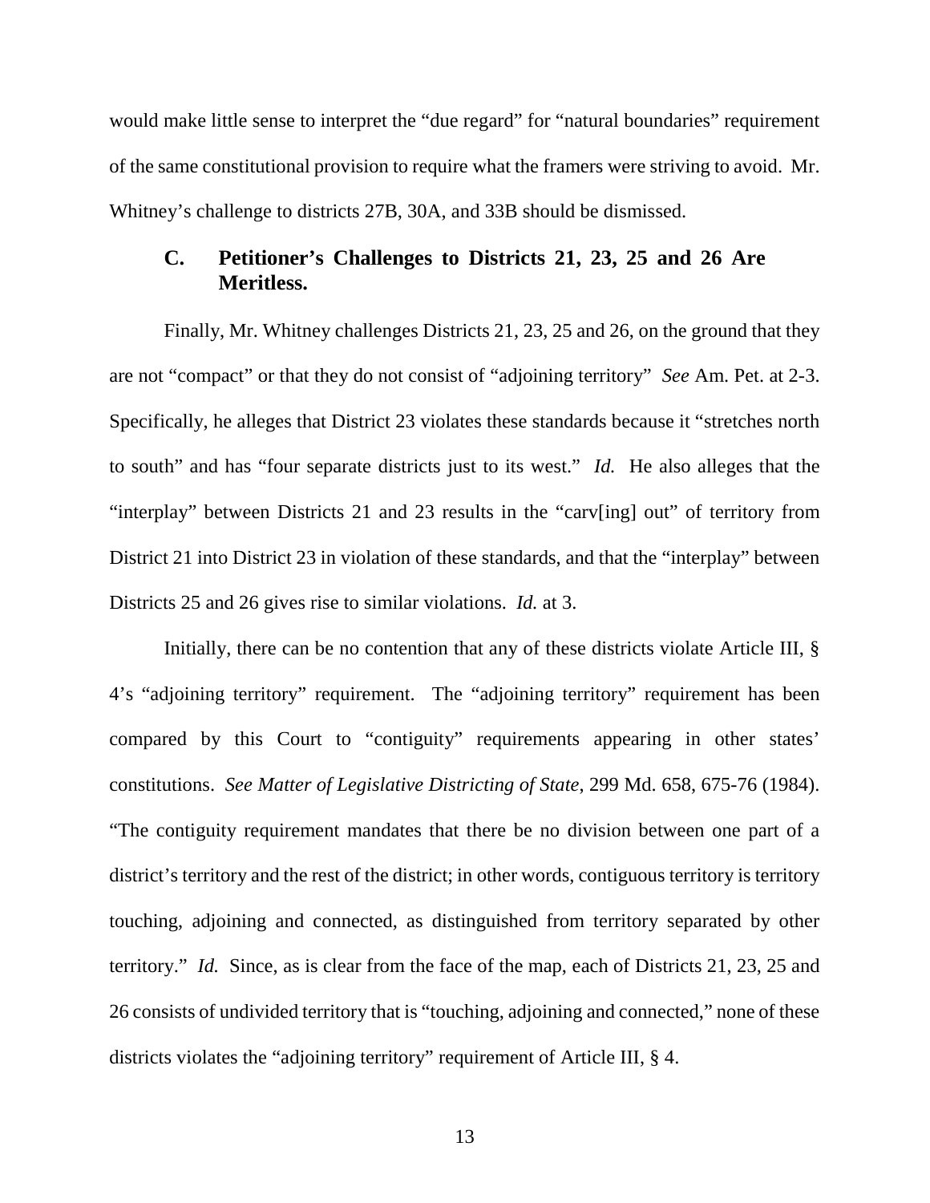would make little sense to interpret the "due regard" for "natural boundaries" requirement of the same constitutional provision to require what the framers were striving to avoid. Mr. Whitney's challenge to districts 27B, 30A, and 33B should be dismissed.

### C. Petitioner's Challenges to Districts 21, 23, 25 and 26 Are Meritless.

Finally, Mr. Whitney challenges Districts 21, 23, 25 and 26, on the ground that they are not "compact" or that they do not consist of "adjoining territory" *See* Am. Pet. at 2-3. Specifically, he alleges that District 23 violates these standards because it "stretches north to south" and has "four separate districts just to its west." *Id.* He also alleges that the "interplay" between Districts 21 and 23 results in the "carv[ing] out" of territory from District 21 into District 23 in violation of these standards, and that the "interplay" between Districts 25 and 26 gives rise to similar violations. *Id.* at 3.

Initially, there can be no contention that any of these districts violate Article III, § 4's "adjoining territory" requirement. The "adjoining territory" requirement has been compared by this Court to "contiguity" requirements appearing in other states' constitutions. *See Matter of Legislative Districting of State*, 299 Md. 658, 675-76 (1984). "The contiguity requirement mandates that there be no division between one part of a district's territory and the rest of the district; in other words, contiguous territory is territory touching, adjoining and connected, as distinguished from territory separated by other territory." *Id.* Since, as is clear from the face of the map, each of Districts 21, 23, 25 and 26 consists of undivided territory that is "touching, adjoining and connected," none of these districts violates the "adjoining territory" requirement of Article III, § 4.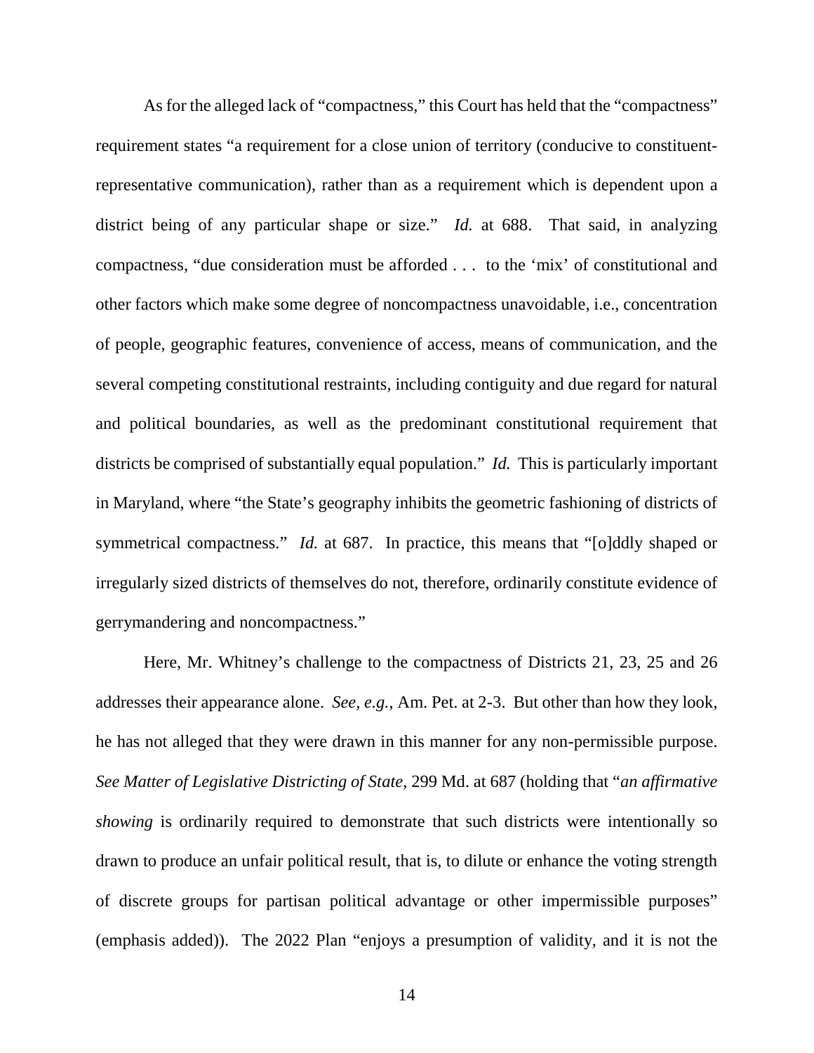As for the alleged lack of "compactness," this Court has held that the "compactness" requirement states "a requirement for a close union of territory (conducive to constituent-representative communication), rather than as a requirement which is dependent upon a district being of any particular shape or size." *Id.* at 688. That said, in analyzing compactness, "due consideration must be afforded . . . to the 'mix' of constitutional and other factors which make some degree of noncompactness unavoidable, i.e., concentration of people, geographic features, convenience of access, means of communication, and the several competing constitutional restraints, including contiguity and due regard for natural and political boundaries, as well as the predominant constitutional requirement that districts be comprised of substantially equal population." *Id.* This is particularly important in Maryland, where "the State's geography inhibits the geometric fashioning of districts of symmetrical compactness." *Id.* at 687. In practice, this means that "[o]ddly shaped or irregularly sized districts of themselves do not, therefore, ordinarily constitute evidence of gerrymandering and noncompactness."

Here, Mr. Whitney's challenge to the compactness of Districts 21, 23, 25 and 26 addresses their appearance alone. *See, e.g.*, Am. Pet. at 2-3. But other than how they look, he has not alleged that they were drawn in this manner for any non-permissible purpose. *See Matter of Legislative Districting of State*, 299 Md. at 687 (holding that "*an affirmative showing* is ordinarily required to demonstrate that such districts were intentionally so drawn to produce an unfair political result, that is, to dilute or enhance the voting strength of discrete groups for partisan political advantage or other impermissible purposes" (emphasis added)). The 2022 Plan "enjoys a presumption of validity, and it is not the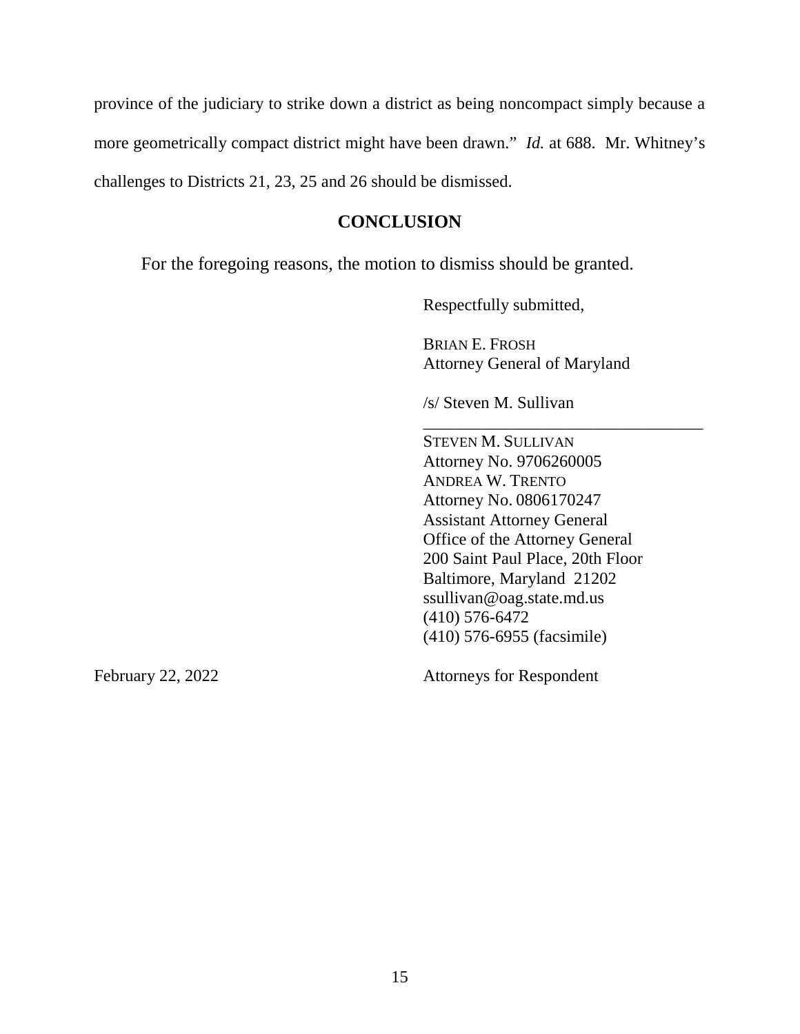province of the judiciary to strike down a district as being noncompact simply because a more geometrically compact district might have been drawn." *Id.* at 688. Mr. Whitney's challenges to Districts 21, 23, 25 and 26 should be dismissed.

## CONCLUSION

For the foregoing reasons, the motion to dismiss should be granted.

Respectfully submitted,

BRIAN E. FROSH
Attorney General of Maryland

/s/ Steven M. Sullivan
___________________________________
STEVEN M. SULLIVAN
Attorney No. 9706260005
ANDREA W. TRENTO
Attorney No. 0806170247
Assistant Attorney General
Office of the Attorney General
200 Saint Paul Place, 20th Floor
Baltimore, Maryland 21202
ssullivan@oag.state.md.us
(410) 576-6472
(410) 576-6955 (facsimile)

February 22, 2022

Attorneys for Respondent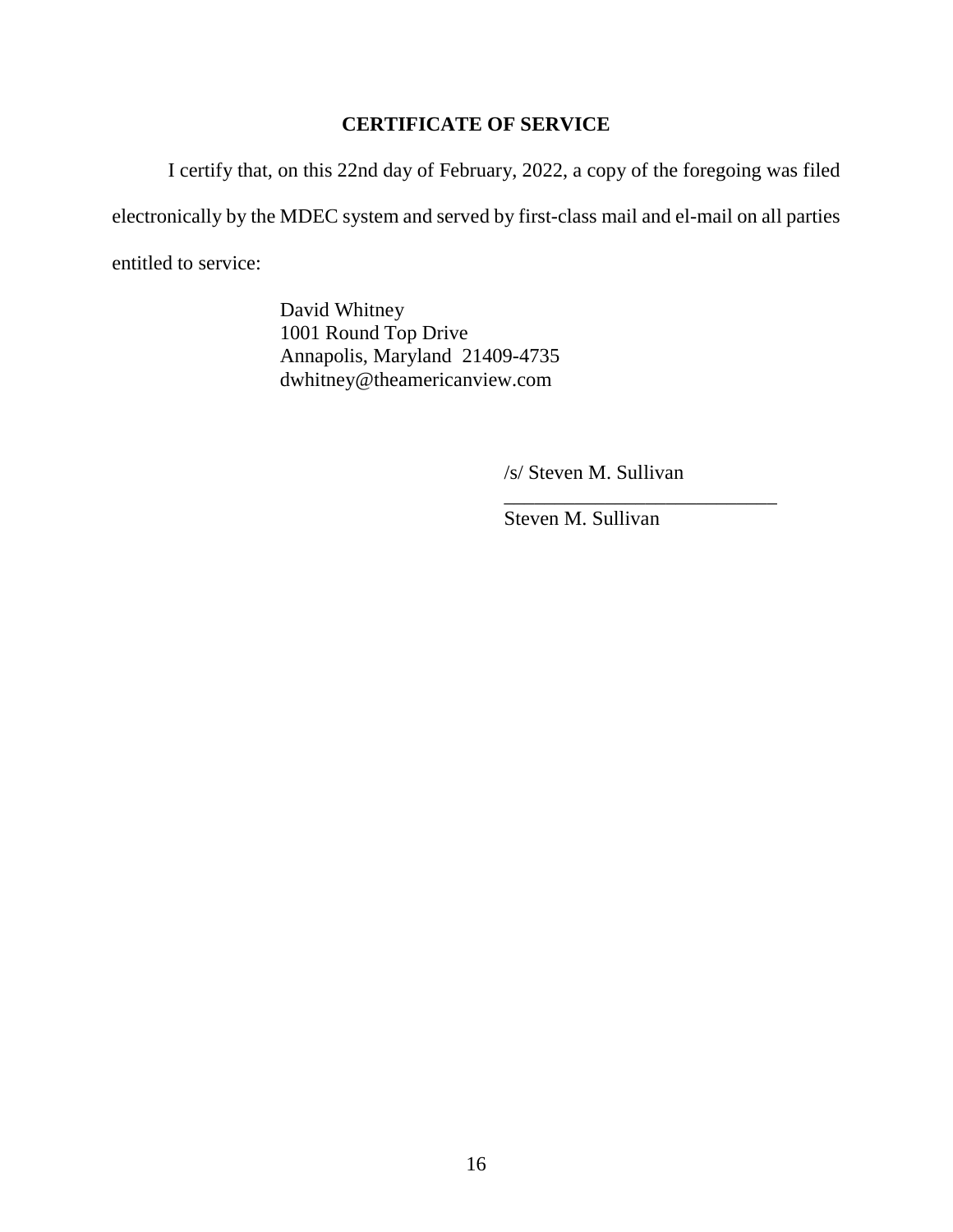## CERTIFICATE OF SERVICE

I certify that, on this 22nd day of February, 2022, a copy of the foregoing was filed electronically by the MDEC system and served by first-class mail and el-mail on all parties entitled to service:

David Whitney
1001 Round Top Drive
Annapolis, Maryland 21409-4735
dwhitney@theamericanview.com

/s/ Steven M. Sullivan
___________________________
Steven M. Sullivan